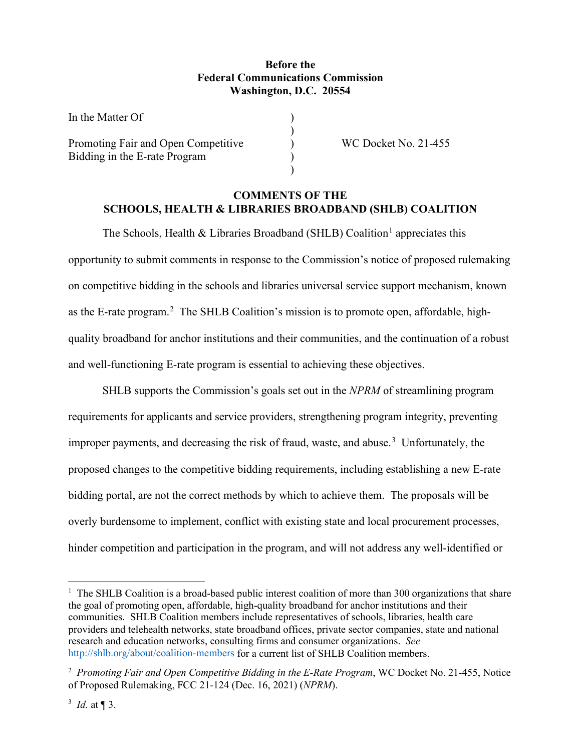**Before the**
**Federal Communications Commission**
**Washington, D.C. 20554**

| | | |
|---|---|---|
| In the Matter Of | ) | |
| | ) | |
| Promoting Fair and Open Competitive Bidding in the E-rate Program | ) | WC Docket No. 21-455 |
| | ) | |
| | ) | |

## COMMENTS OF THE SCHOOLS, HEALTH & LIBRARIES BROADBAND (SHLB) COALITION

The Schools, Health & Libraries Broadband (SHLB) Coalition[1] appreciates this opportunity to submit comments in response to the Commission's notice of proposed rulemaking on competitive bidding in the schools and libraries universal service support mechanism, known as the E-rate program.[2] The SHLB Coalition's mission is to promote open, affordable, high-quality broadband for anchor institutions and their communities, and the continuation of a robust and well-functioning E-rate program is essential to achieving these objectives.

SHLB supports the Commission's goals set out in the *NPRM* of streamlining program requirements for applicants and service providers, strengthening program integrity, preventing improper payments, and decreasing the risk of fraud, waste, and abuse.[3] Unfortunately, the proposed changes to the competitive bidding requirements, including establishing a new E-rate bidding portal, are not the correct methods by which to achieve them. The proposals will be overly burdensome to implement, conflict with existing state and local procurement processes, hinder competition and participation in the program, and will not address any well-identified or

---

[1] The SHLB Coalition is a broad-based public interest coalition of more than 300 organizations that share the goal of promoting open, affordable, high-quality broadband for anchor institutions and their communities. SHLB Coalition members include representatives of schools, libraries, health care providers and telehealth networks, state broadband offices, private sector companies, state and national research and education networks, consulting firms and consumer organizations. *See* http://shlb.org/about/coalition-members for a current list of SHLB Coalition members.

[2] *Promoting Fair and Open Competitive Bidding in the E-Rate Program*, WC Docket No. 21-455, Notice of Proposed Rulemaking, FCC 21-124 (Dec. 16, 2021) (*NPRM*).

[3] *Id.* at ¶ 3.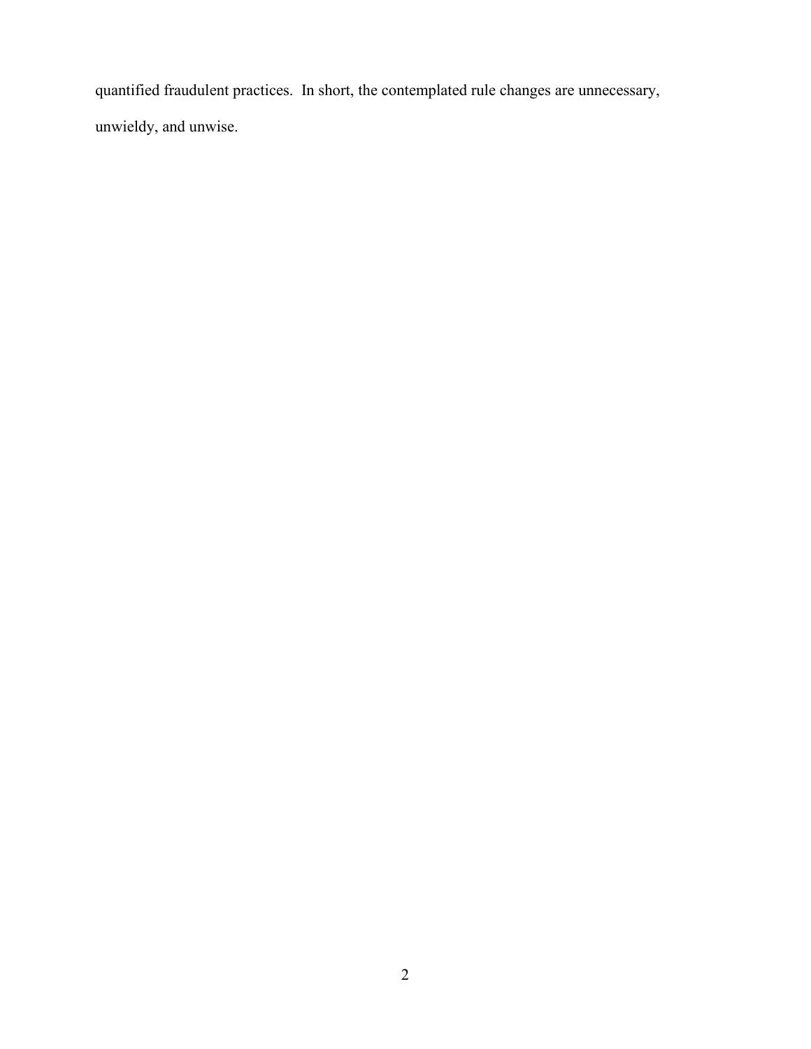quantified fraudulent practices. In short, the contemplated rule changes are unnecessary, unwieldy, and unwise.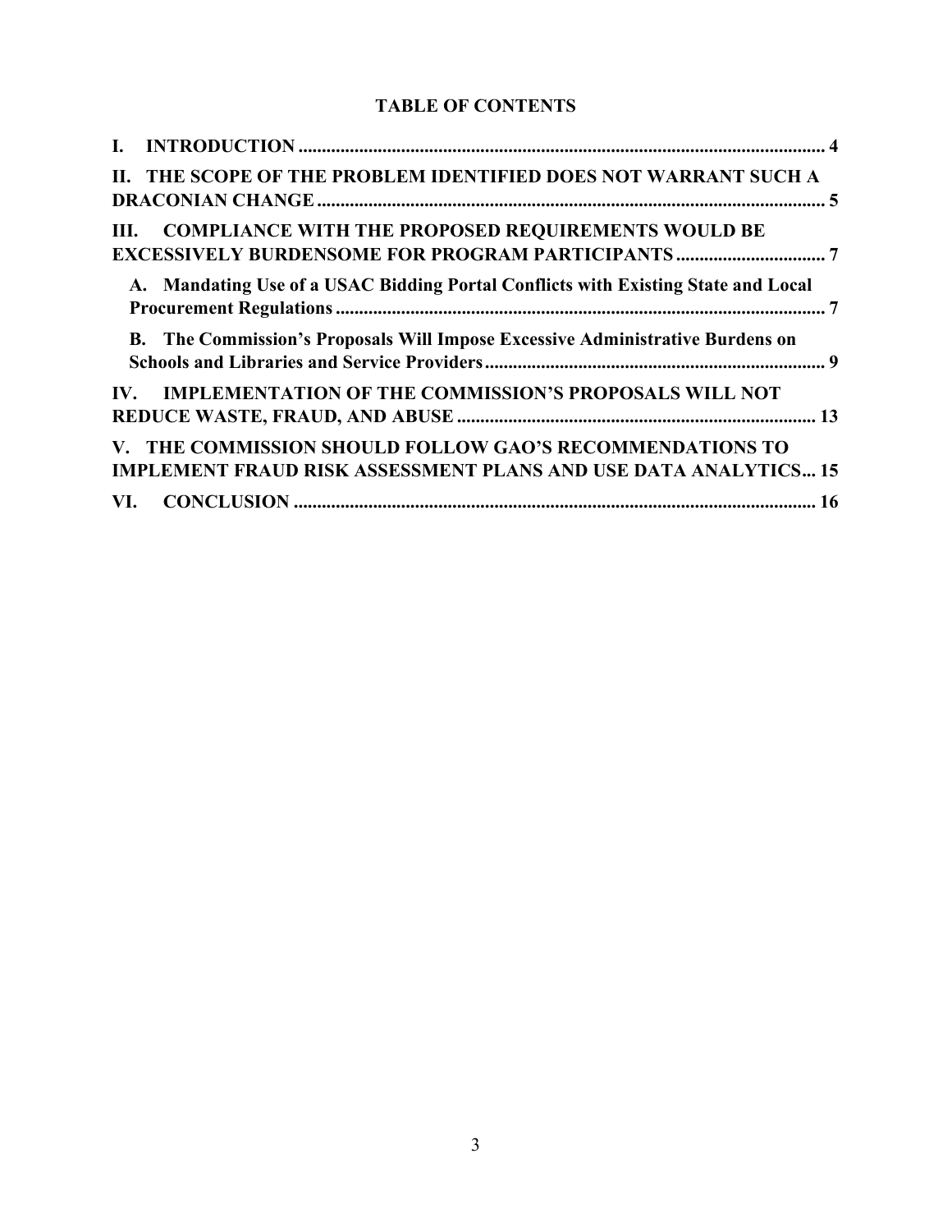# TABLE OF CONTENTS

**I. INTRODUCTION** ..... 4

**II. THE SCOPE OF THE PROBLEM IDENTIFIED DOES NOT WARRANT SUCH A DRACONIAN CHANGE** ..... 5

**III. COMPLIANCE WITH THE PROPOSED REQUIREMENTS WOULD BE EXCESSIVELY BURDENSOME FOR PROGRAM PARTICIPANTS** ..... 7

- **A. Mandating Use of a USAC Bidding Portal Conflicts with Existing State and Local Procurement Regulations** ..... 7
- **B. The Commission's Proposals Will Impose Excessive Administrative Burdens on Schools and Libraries and Service Providers** ..... 9

**IV. IMPLEMENTATION OF THE COMMISSION'S PROPOSALS WILL NOT REDUCE WASTE, FRAUD, AND ABUSE** ..... 13

**V. THE COMMISSION SHOULD FOLLOW GAO'S RECOMMENDATIONS TO IMPLEMENT FRAUD RISK ASSESSMENT PLANS AND USE DATA ANALYTICS** ..... 15

**VI. CONCLUSION** ..... 16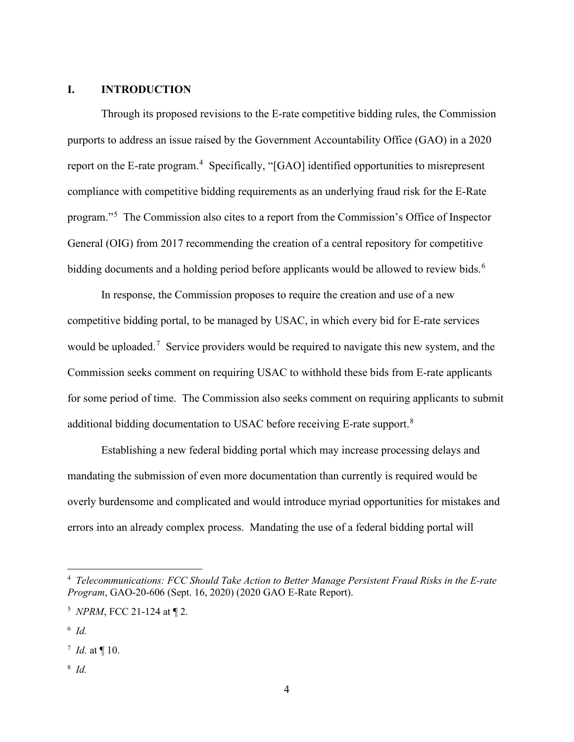## I. INTRODUCTION

Through its proposed revisions to the E-rate competitive bidding rules, the Commission purports to address an issue raised by the Government Accountability Office (GAO) in a 2020 report on the E-rate program.[4] Specifically, "[GAO] identified opportunities to misrepresent compliance with competitive bidding requirements as an underlying fraud risk for the E-Rate program."[5] The Commission also cites to a report from the Commission's Office of Inspector General (OIG) from 2017 recommending the creation of a central repository for competitive bidding documents and a holding period before applicants would be allowed to review bids.[6]

In response, the Commission proposes to require the creation and use of a new competitive bidding portal, to be managed by USAC, in which every bid for E-rate services would be uploaded.[7] Service providers would be required to navigate this new system, and the Commission seeks comment on requiring USAC to withhold these bids from E-rate applicants for some period of time. The Commission also seeks comment on requiring applicants to submit additional bidding documentation to USAC before receiving E-rate support.[8]

Establishing a new federal bidding portal which may increase processing delays and mandating the submission of even more documentation than currently is required would be overly burdensome and complicated and would introduce myriad opportunities for mistakes and errors into an already complex process. Mandating the use of a federal bidding portal will

---

[4] *Telecommunications: FCC Should Take Action to Better Manage Persistent Fraud Risks in the E-rate Program*, GAO-20-606 (Sept. 16, 2020) (2020 GAO E-Rate Report).

[5] *NPRM*, FCC 21-124 at ¶ 2.

[6] *Id.*

[7] *Id.* at ¶ 10.

[8] *Id.*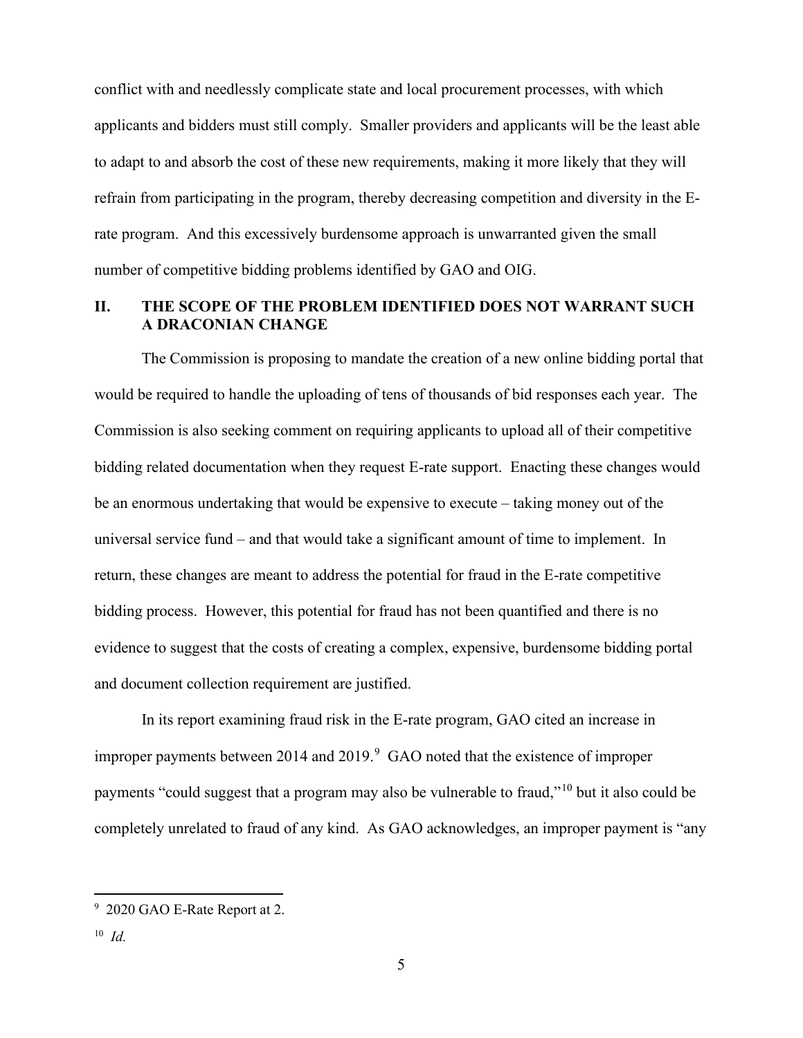conflict with and needlessly complicate state and local procurement processes, with which applicants and bidders must still comply. Smaller providers and applicants will be the least able to adapt to and absorb the cost of these new requirements, making it more likely that they will refrain from participating in the program, thereby decreasing competition and diversity in the E-rate program. And this excessively burdensome approach is unwarranted given the small number of competitive bidding problems identified by GAO and OIG.

## II. THE SCOPE OF THE PROBLEM IDENTIFIED DOES NOT WARRANT SUCH A DRACONIAN CHANGE

The Commission is proposing to mandate the creation of a new online bidding portal that would be required to handle the uploading of tens of thousands of bid responses each year. The Commission is also seeking comment on requiring applicants to upload all of their competitive bidding related documentation when they request E-rate support. Enacting these changes would be an enormous undertaking that would be expensive to execute – taking money out of the universal service fund – and that would take a significant amount of time to implement. In return, these changes are meant to address the potential for fraud in the E-rate competitive bidding process. However, this potential for fraud has not been quantified and there is no evidence to suggest that the costs of creating a complex, expensive, burdensome bidding portal and document collection requirement are justified.

In its report examining fraud risk in the E-rate program, GAO cited an increase in improper payments between 2014 and 2019.[9] GAO noted that the existence of improper payments "could suggest that a program may also be vulnerable to fraud,"[10] but it also could be completely unrelated to fraud of any kind. As GAO acknowledges, an improper payment is "any

---

[9] 2020 GAO E-Rate Report at 2.

[10] *Id.*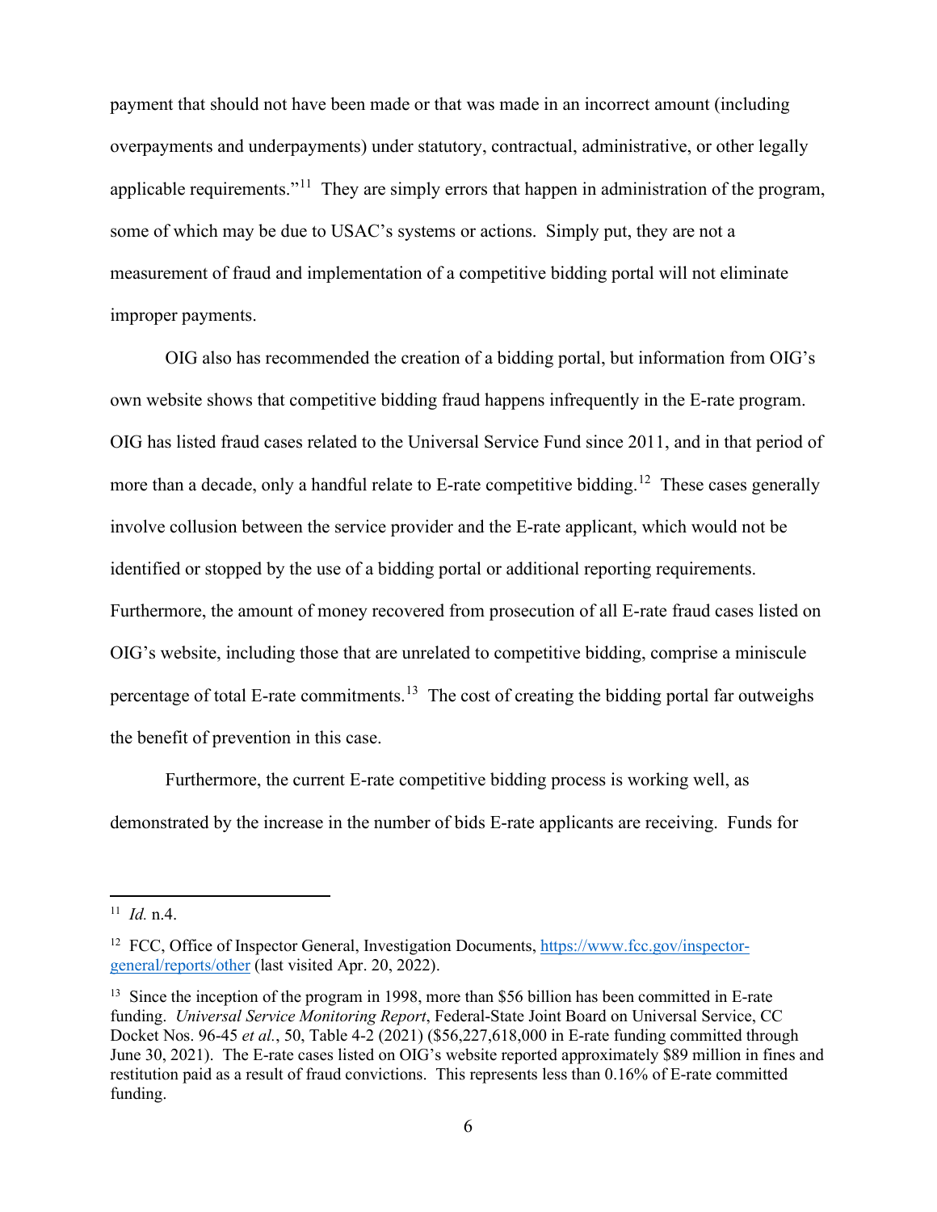payment that should not have been made or that was made in an incorrect amount (including overpayments and underpayments) under statutory, contractual, administrative, or other legally applicable requirements."[11] They are simply errors that happen in administration of the program, some of which may be due to USAC's systems or actions. Simply put, they are not a measurement of fraud and implementation of a competitive bidding portal will not eliminate improper payments.

OIG also has recommended the creation of a bidding portal, but information from OIG's own website shows that competitive bidding fraud happens infrequently in the E-rate program. OIG has listed fraud cases related to the Universal Service Fund since 2011, and in that period of more than a decade, only a handful relate to E-rate competitive bidding.[12] These cases generally involve collusion between the service provider and the E-rate applicant, which would not be identified or stopped by the use of a bidding portal or additional reporting requirements. Furthermore, the amount of money recovered from prosecution of all E-rate fraud cases listed on OIG's website, including those that are unrelated to competitive bidding, comprise a miniscule percentage of total E-rate commitments.[13] The cost of creating the bidding portal far outweighs the benefit of prevention in this case.

Furthermore, the current E-rate competitive bidding process is working well, as demonstrated by the increase in the number of bids E-rate applicants are receiving. Funds for

---

[11] *Id.* n.4.

[12] FCC, Office of Inspector General, Investigation Documents, [https://www.fcc.gov/inspector-general/reports/other](https://www.fcc.gov/inspector-general/reports/other) (last visited Apr. 20, 2022).

[13] Since the inception of the program in 1998, more than $56 billion has been committed in E-rate funding. *Universal Service Monitoring Report*, Federal-State Joint Board on Universal Service, CC Docket Nos. 96-45 *et al.*, 50, Table 4-2 (2021) ($56,227,618,000 in E-rate funding committed through June 30, 2021). The E-rate cases listed on OIG's website reported approximately $89 million in fines and restitution paid as a result of fraud convictions. This represents less than 0.16% of E-rate committed funding.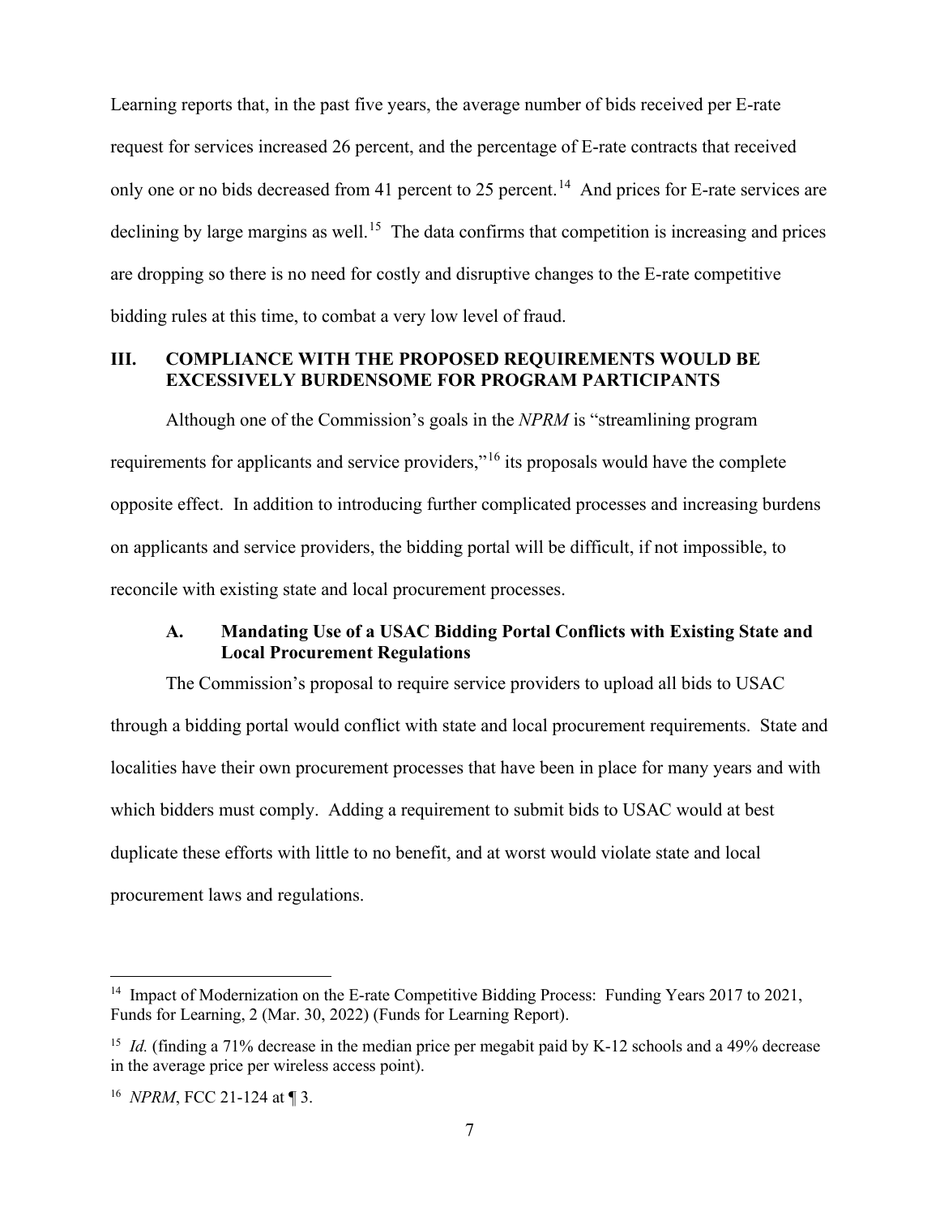Learning reports that, in the past five years, the average number of bids received per E-rate request for services increased 26 percent, and the percentage of E-rate contracts that received only one or no bids decreased from 41 percent to 25 percent.[14] And prices for E-rate services are declining by large margins as well.[15] The data confirms that competition is increasing and prices are dropping so there is no need for costly and disruptive changes to the E-rate competitive bidding rules at this time, to combat a very low level of fraud.

## III. COMPLIANCE WITH THE PROPOSED REQUIREMENTS WOULD BE EXCESSIVELY BURDENSOME FOR PROGRAM PARTICIPANTS

Although one of the Commission's goals in the *NPRM* is "streamlining program requirements for applicants and service providers,"[16] its proposals would have the complete opposite effect. In addition to introducing further complicated processes and increasing burdens on applicants and service providers, the bidding portal will be difficult, if not impossible, to reconcile with existing state and local procurement processes.

### A. Mandating Use of a USAC Bidding Portal Conflicts with Existing State and Local Procurement Regulations

The Commission's proposal to require service providers to upload all bids to USAC through a bidding portal would conflict with state and local procurement requirements. State and localities have their own procurement processes that have been in place for many years and with which bidders must comply. Adding a requirement to submit bids to USAC would at best duplicate these efforts with little to no benefit, and at worst would violate state and local procurement laws and regulations.

---

[14] Impact of Modernization on the E-rate Competitive Bidding Process: Funding Years 2017 to 2021, Funds for Learning, 2 (Mar. 30, 2022) (Funds for Learning Report).

[15] *Id.* (finding a 71% decrease in the median price per megabit paid by K-12 schools and a 49% decrease in the average price per wireless access point).

[16] *NPRM*, FCC 21-124 at ¶ 3.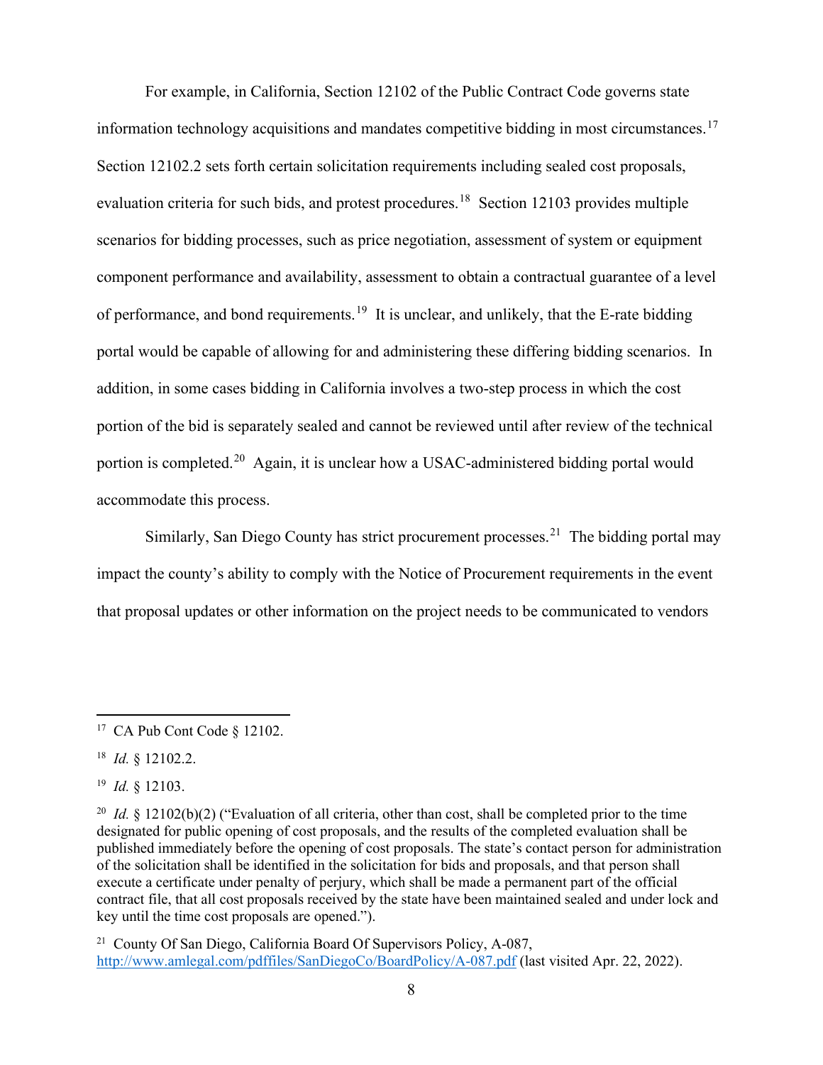For example, in California, Section 12102 of the Public Contract Code governs state information technology acquisitions and mandates competitive bidding in most circumstances.[17] Section 12102.2 sets forth certain solicitation requirements including sealed cost proposals, evaluation criteria for such bids, and protest procedures.[18] Section 12103 provides multiple scenarios for bidding processes, such as price negotiation, assessment of system or equipment component performance and availability, assessment to obtain a contractual guarantee of a level of performance, and bond requirements.[19] It is unclear, and unlikely, that the E-rate bidding portal would be capable of allowing for and administering these differing bidding scenarios. In addition, in some cases bidding in California involves a two-step process in which the cost portion of the bid is separately sealed and cannot be reviewed until after review of the technical portion is completed.[20] Again, it is unclear how a USAC-administered bidding portal would accommodate this process.

Similarly, San Diego County has strict procurement processes.[21] The bidding portal may impact the county's ability to comply with the Notice of Procurement requirements in the event that proposal updates or other information on the project needs to be communicated to vendors

---

[17] CA Pub Cont Code § 12102.

[18] *Id.* § 12102.2.

[19] *Id.* § 12103.

[20] *Id.* § 12102(b)(2) ("Evaluation of all criteria, other than cost, shall be completed prior to the time designated for public opening of cost proposals, and the results of the completed evaluation shall be published immediately before the opening of cost proposals. The state's contact person for administration of the solicitation shall be identified in the solicitation for bids and proposals, and that person shall execute a certificate under penalty of perjury, which shall be made a permanent part of the official contract file, that all cost proposals received by the state have been maintained sealed and under lock and key until the time cost proposals are opened.").

[21] County Of San Diego, California Board Of Supervisors Policy, A-087, http://www.amlegal.com/pdffiles/SanDiegoCo/BoardPolicy/A-087.pdf (last visited Apr. 22, 2022).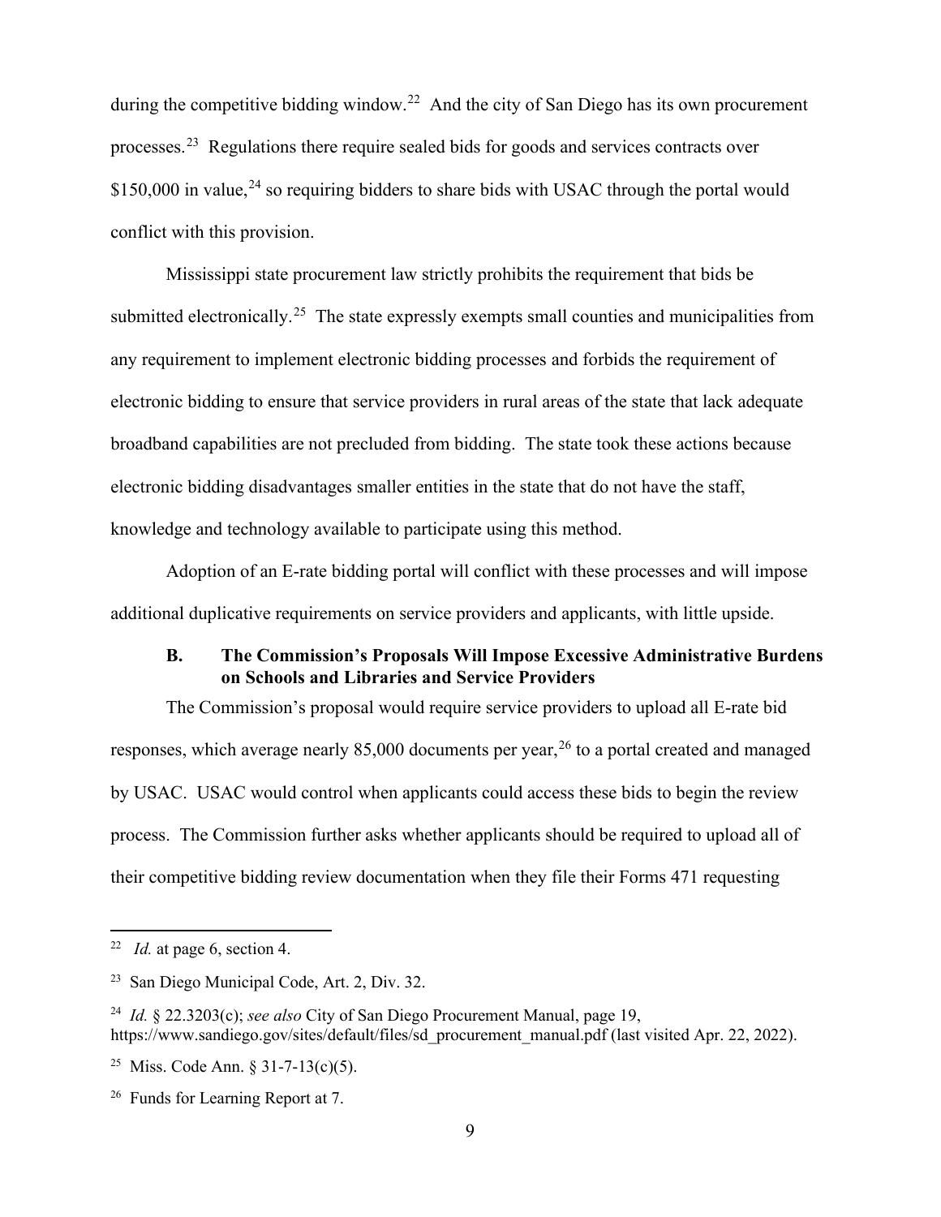during the competitive bidding window.[22] And the city of San Diego has its own procurement processes.[23] Regulations there require sealed bids for goods and services contracts over $150,000 in value,[24] so requiring bidders to share bids with USAC through the portal would conflict with this provision.

Mississippi state procurement law strictly prohibits the requirement that bids be submitted electronically.[25] The state expressly exempts small counties and municipalities from any requirement to implement electronic bidding processes and forbids the requirement of electronic bidding to ensure that service providers in rural areas of the state that lack adequate broadband capabilities are not precluded from bidding. The state took these actions because electronic bidding disadvantages smaller entities in the state that do not have the staff, knowledge and technology available to participate using this method.

Adoption of an E-rate bidding portal will conflict with these processes and will impose additional duplicative requirements on service providers and applicants, with little upside.

### B. The Commission's Proposals Will Impose Excessive Administrative Burdens on Schools and Libraries and Service Providers

The Commission's proposal would require service providers to upload all E-rate bid responses, which average nearly 85,000 documents per year,[26] to a portal created and managed by USAC. USAC would control when applicants could access these bids to begin the review process. The Commission further asks whether applicants should be required to upload all of their competitive bidding review documentation when they file their Forms 471 requesting

---

[22] *Id.* at page 6, section 4.

[23] San Diego Municipal Code, Art. 2, Div. 32.

[24] *Id.* § 22.3203(c); *see also* City of San Diego Procurement Manual, page 19, https://www.sandiego.gov/sites/default/files/sd_procurement_manual.pdf (last visited Apr. 22, 2022).

[25] Miss. Code Ann. § 31-7-13(c)(5).

[26] Funds for Learning Report at 7.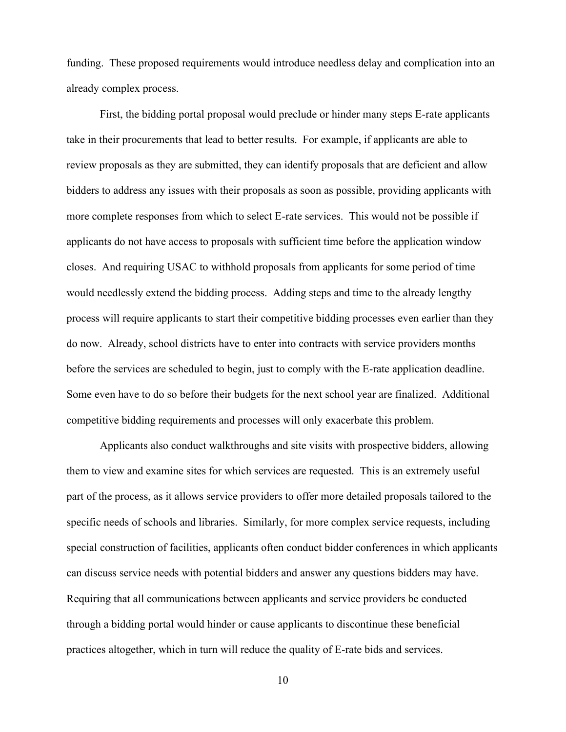funding. These proposed requirements would introduce needless delay and complication into an already complex process.

First, the bidding portal proposal would preclude or hinder many steps E-rate applicants take in their procurements that lead to better results. For example, if applicants are able to review proposals as they are submitted, they can identify proposals that are deficient and allow bidders to address any issues with their proposals as soon as possible, providing applicants with more complete responses from which to select E-rate services. This would not be possible if applicants do not have access to proposals with sufficient time before the application window closes. And requiring USAC to withhold proposals from applicants for some period of time would needlessly extend the bidding process. Adding steps and time to the already lengthy process will require applicants to start their competitive bidding processes even earlier than they do now. Already, school districts have to enter into contracts with service providers months before the services are scheduled to begin, just to comply with the E-rate application deadline. Some even have to do so before their budgets for the next school year are finalized. Additional competitive bidding requirements and processes will only exacerbate this problem.

Applicants also conduct walkthroughs and site visits with prospective bidders, allowing them to view and examine sites for which services are requested. This is an extremely useful part of the process, as it allows service providers to offer more detailed proposals tailored to the specific needs of schools and libraries. Similarly, for more complex service requests, including special construction of facilities, applicants often conduct bidder conferences in which applicants can discuss service needs with potential bidders and answer any questions bidders may have. Requiring that all communications between applicants and service providers be conducted through a bidding portal would hinder or cause applicants to discontinue these beneficial practices altogether, which in turn will reduce the quality of E-rate bids and services.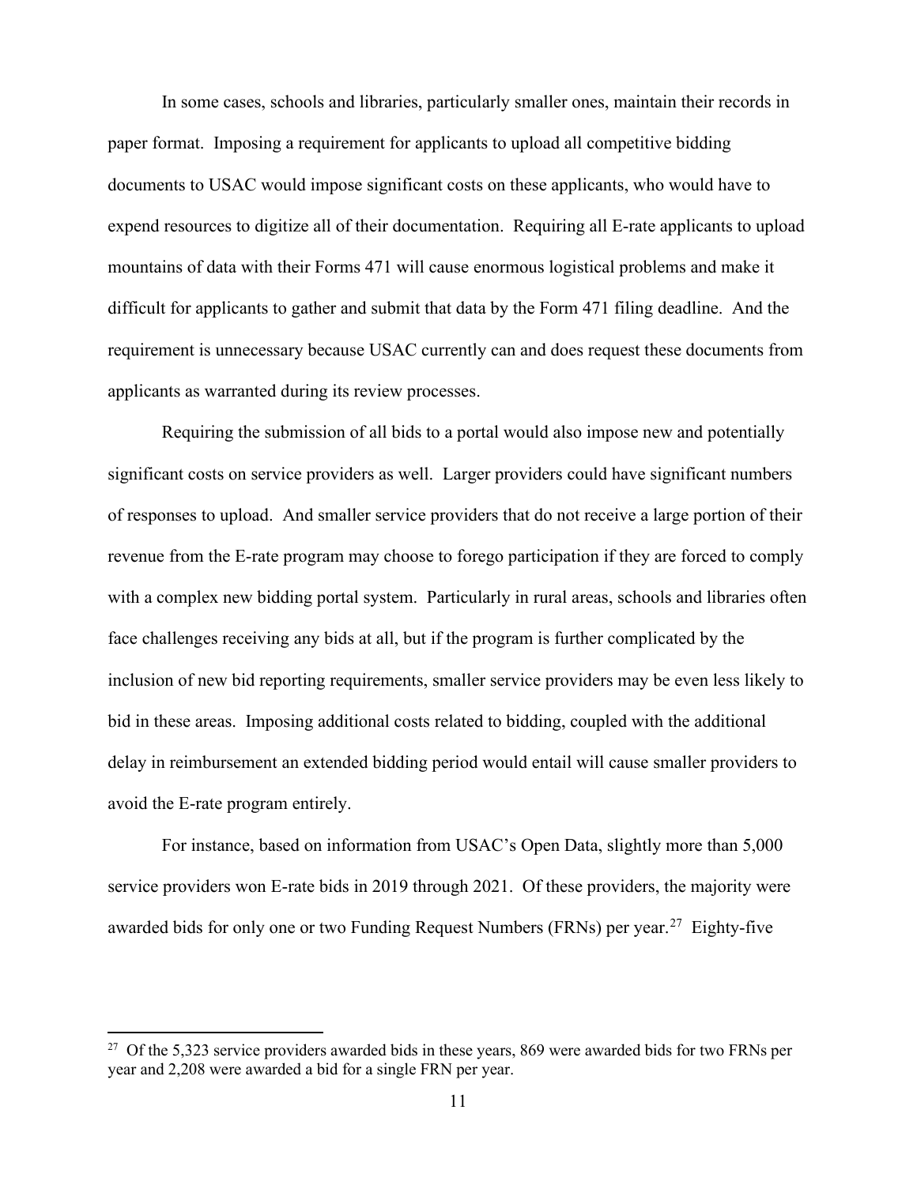In some cases, schools and libraries, particularly smaller ones, maintain their records in paper format. Imposing a requirement for applicants to upload all competitive bidding documents to USAC would impose significant costs on these applicants, who would have to expend resources to digitize all of their documentation. Requiring all E-rate applicants to upload mountains of data with their Forms 471 will cause enormous logistical problems and make it difficult for applicants to gather and submit that data by the Form 471 filing deadline. And the requirement is unnecessary because USAC currently can and does request these documents from applicants as warranted during its review processes.

Requiring the submission of all bids to a portal would also impose new and potentially significant costs on service providers as well. Larger providers could have significant numbers of responses to upload. And smaller service providers that do not receive a large portion of their revenue from the E-rate program may choose to forego participation if they are forced to comply with a complex new bidding portal system. Particularly in rural areas, schools and libraries often face challenges receiving any bids at all, but if the program is further complicated by the inclusion of new bid reporting requirements, smaller service providers may be even less likely to bid in these areas. Imposing additional costs related to bidding, coupled with the additional delay in reimbursement an extended bidding period would entail will cause smaller providers to avoid the E-rate program entirely.

For instance, based on information from USAC's Open Data, slightly more than 5,000 service providers won E-rate bids in 2019 through 2021. Of these providers, the majority were awarded bids for only one or two Funding Request Numbers (FRNs) per year.[27] Eighty-five

---

[27] Of the 5,323 service providers awarded bids in these years, 869 were awarded bids for two FRNs per year and 2,208 were awarded a bid for a single FRN per year.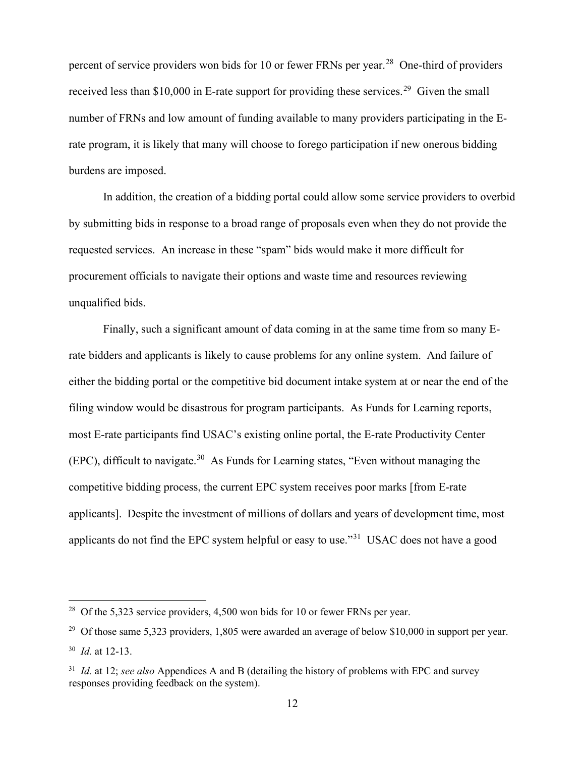percent of service providers won bids for 10 or fewer FRNs per year.[28] One-third of providers received less than $10,000 in E-rate support for providing these services.[29] Given the small number of FRNs and low amount of funding available to many providers participating in the E-rate program, it is likely that many will choose to forego participation if new onerous bidding burdens are imposed.

In addition, the creation of a bidding portal could allow some service providers to overbid by submitting bids in response to a broad range of proposals even when they do not provide the requested services. An increase in these "spam" bids would make it more difficult for procurement officials to navigate their options and waste time and resources reviewing unqualified bids.

Finally, such a significant amount of data coming in at the same time from so many E-rate bidders and applicants is likely to cause problems for any online system. And failure of either the bidding portal or the competitive bid document intake system at or near the end of the filing window would be disastrous for program participants. As Funds for Learning reports, most E-rate participants find USAC's existing online portal, the E-rate Productivity Center (EPC), difficult to navigate.[30] As Funds for Learning states, "Even without managing the competitive bidding process, the current EPC system receives poor marks [from E-rate applicants]. Despite the investment of millions of dollars and years of development time, most applicants do not find the EPC system helpful or easy to use."[31] USAC does not have a good

---

[28] Of the 5,323 service providers, 4,500 won bids for 10 or fewer FRNs per year.

[29] Of those same 5,323 providers, 1,805 were awarded an average of below $10,000 in support per year.

[30] *Id.* at 12-13.

[31] *Id.* at 12; *see also* Appendices A and B (detailing the history of problems with EPC and survey responses providing feedback on the system).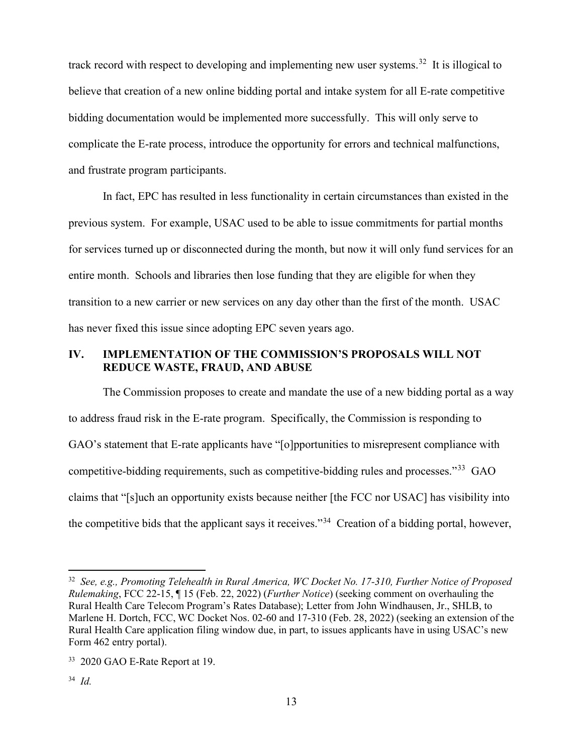track record with respect to developing and implementing new user systems.[32] It is illogical to believe that creation of a new online bidding portal and intake system for all E-rate competitive bidding documentation would be implemented more successfully. This will only serve to complicate the E-rate process, introduce the opportunity for errors and technical malfunctions, and frustrate program participants.

In fact, EPC has resulted in less functionality in certain circumstances than existed in the previous system. For example, USAC used to be able to issue commitments for partial months for services turned up or disconnected during the month, but now it will only fund services for an entire month. Schools and libraries then lose funding that they are eligible for when they transition to a new carrier or new services on any day other than the first of the month. USAC has never fixed this issue since adopting EPC seven years ago.

## IV. IMPLEMENTATION OF THE COMMISSION'S PROPOSALS WILL NOT REDUCE WASTE, FRAUD, AND ABUSE

The Commission proposes to create and mandate the use of a new bidding portal as a way to address fraud risk in the E-rate program. Specifically, the Commission is responding to GAO's statement that E-rate applicants have "[o]pportunities to misrepresent compliance with competitive-bidding requirements, such as competitive-bidding rules and processes."[33] GAO claims that "[s]uch an opportunity exists because neither [the FCC nor USAC] has visibility into the competitive bids that the applicant says it receives."[34] Creation of a bidding portal, however,

---

[32] *See, e.g., Promoting Telehealth in Rural America, WC Docket No. 17-310, Further Notice of Proposed Rulemaking*, FCC 22-15, ¶ 15 (Feb. 22, 2022) (*Further Notice*) (seeking comment on overhauling the Rural Health Care Telecom Program's Rates Database); Letter from John Windhausen, Jr., SHLB, to Marlene H. Dortch, FCC, WC Docket Nos. 02-60 and 17-310 (Feb. 28, 2022) (seeking an extension of the Rural Health Care application filing window due, in part, to issues applicants have in using USAC's new Form 462 entry portal).

[33] 2020 GAO E-Rate Report at 19.

[34] *Id.*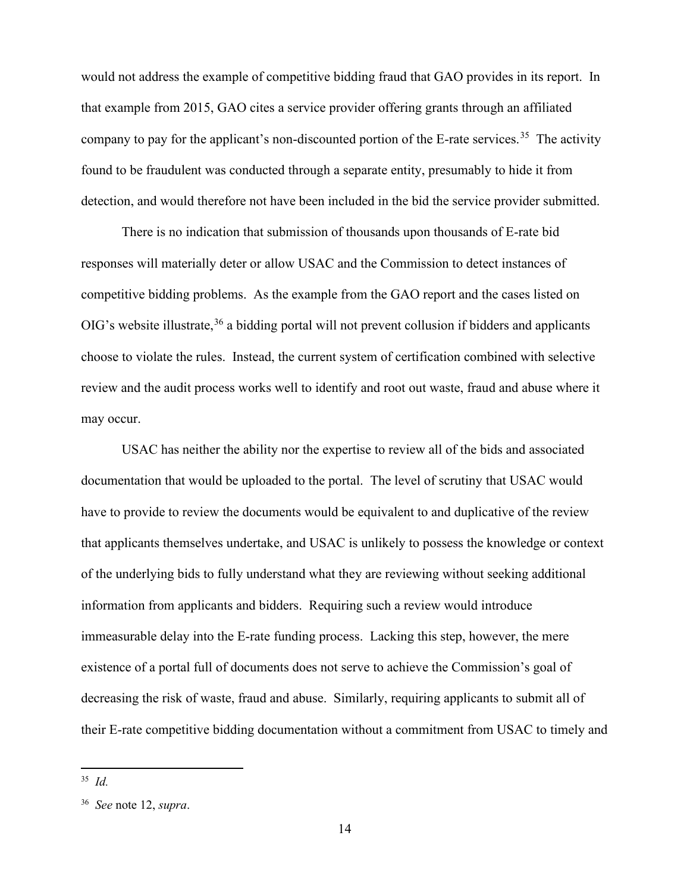would not address the example of competitive bidding fraud that GAO provides in its report. In that example from 2015, GAO cites a service provider offering grants through an affiliated company to pay for the applicant's non-discounted portion of the E-rate services.[35] The activity found to be fraudulent was conducted through a separate entity, presumably to hide it from detection, and would therefore not have been included in the bid the service provider submitted.

There is no indication that submission of thousands upon thousands of E-rate bid responses will materially deter or allow USAC and the Commission to detect instances of competitive bidding problems. As the example from the GAO report and the cases listed on OIG's website illustrate,[36] a bidding portal will not prevent collusion if bidders and applicants choose to violate the rules. Instead, the current system of certification combined with selective review and the audit process works well to identify and root out waste, fraud and abuse where it may occur.

USAC has neither the ability nor the expertise to review all of the bids and associated documentation that would be uploaded to the portal. The level of scrutiny that USAC would have to provide to review the documents would be equivalent to and duplicative of the review that applicants themselves undertake, and USAC is unlikely to possess the knowledge or context of the underlying bids to fully understand what they are reviewing without seeking additional information from applicants and bidders. Requiring such a review would introduce immeasurable delay into the E-rate funding process. Lacking this step, however, the mere existence of a portal full of documents does not serve to achieve the Commission's goal of decreasing the risk of waste, fraud and abuse. Similarly, requiring applicants to submit all of their E-rate competitive bidding documentation without a commitment from USAC to timely and

---

[35] *Id.*

[36] *See* note 12, *supra*.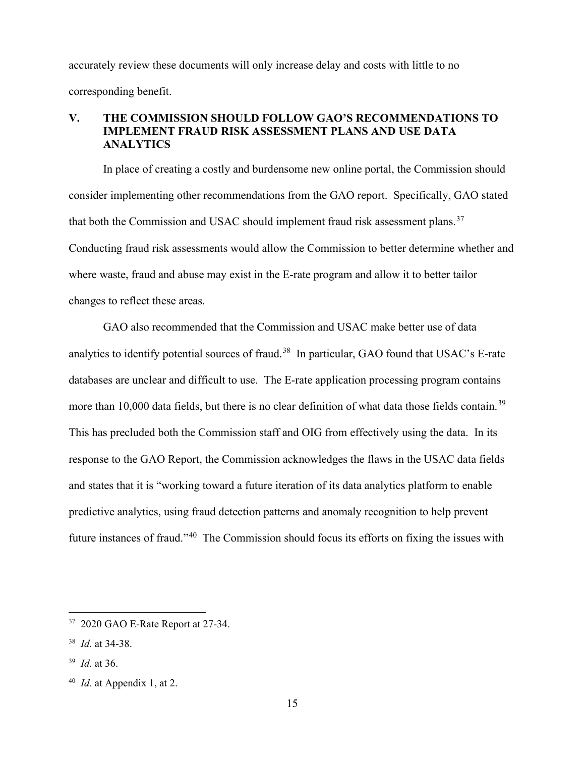accurately review these documents will only increase delay and costs with little to no corresponding benefit.

## V. THE COMMISSION SHOULD FOLLOW GAO'S RECOMMENDATIONS TO IMPLEMENT FRAUD RISK ASSESSMENT PLANS AND USE DATA ANALYTICS

In place of creating a costly and burdensome new online portal, the Commission should consider implementing other recommendations from the GAO report. Specifically, GAO stated that both the Commission and USAC should implement fraud risk assessment plans.[37] Conducting fraud risk assessments would allow the Commission to better determine whether and where waste, fraud and abuse may exist in the E-rate program and allow it to better tailor changes to reflect these areas.

GAO also recommended that the Commission and USAC make better use of data analytics to identify potential sources of fraud.[38] In particular, GAO found that USAC's E-rate databases are unclear and difficult to use. The E-rate application processing program contains more than 10,000 data fields, but there is no clear definition of what data those fields contain.[39] This has precluded both the Commission staff and OIG from effectively using the data. In its response to the GAO Report, the Commission acknowledges the flaws in the USAC data fields and states that it is "working toward a future iteration of its data analytics platform to enable predictive analytics, using fraud detection patterns and anomaly recognition to help prevent future instances of fraud."[40] The Commission should focus its efforts on fixing the issues with

---

[37] 2020 GAO E-Rate Report at 27-34.

[38] *Id.* at 34-38.

[39] *Id.* at 36.

[40] *Id.* at Appendix 1, at 2.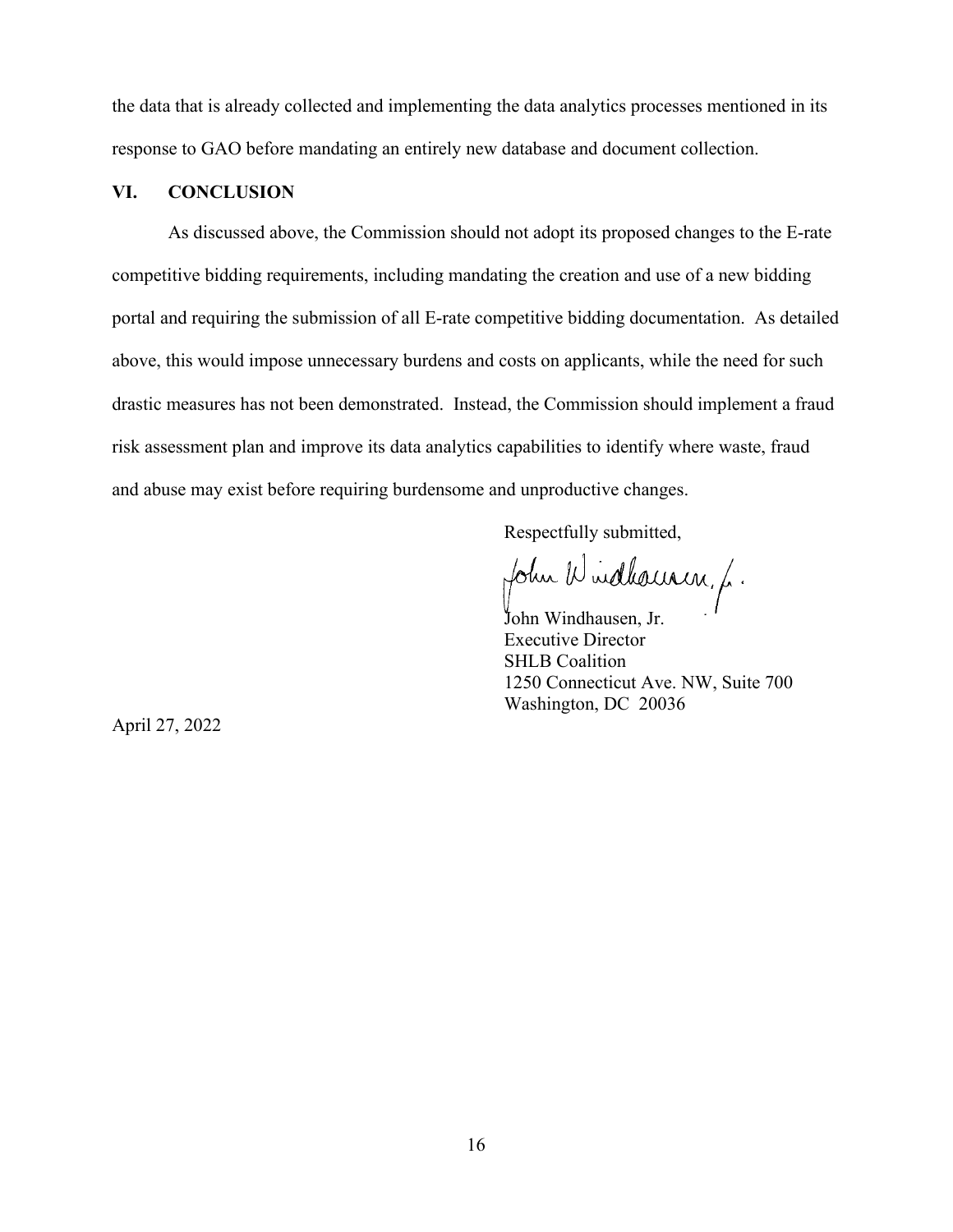the data that is already collected and implementing the data analytics processes mentioned in its response to GAO before mandating an entirely new database and document collection.

## VI. CONCLUSION

As discussed above, the Commission should not adopt its proposed changes to the E-rate competitive bidding requirements, including mandating the creation and use of a new bidding portal and requiring the submission of all E-rate competitive bidding documentation. As detailed above, this would impose unnecessary burdens and costs on applicants, while the need for such drastic measures has not been demonstrated. Instead, the Commission should implement a fraud risk assessment plan and improve its data analytics capabilities to identify where waste, fraud and abuse may exist before requiring burdensome and unproductive changes.

Respectfully submitted,

John Windhausen, Jr.
Executive Director
SHLB Coalition
1250 Connecticut Ave. NW, Suite 700
Washington, DC 20036

April 27, 2022